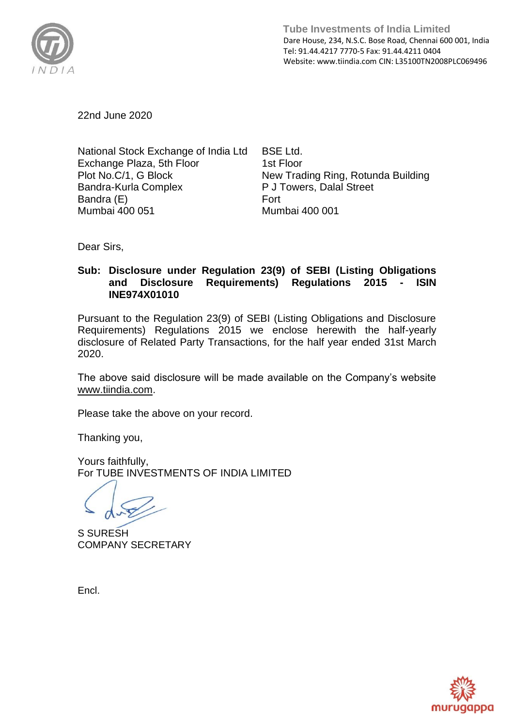**Tube Investments of India Limited**
Dare House, 234, N.S.C. Bose Road, Chennai 600 001, India
Tel: 91.44.4217 7770-5 Fax: 91.44.4211 0404
Website: www.tiindia.com CIN: L35100TN2008PLC069496

22nd June 2020

National Stock Exchange of India Ltd
Exchange Plaza, 5th Floor
Plot No.C/1, G Block
Bandra-Kurla Complex
Bandra (E)
Mumbai 400 051

BSE Ltd.
1st Floor
New Trading Ring, Rotunda Building
P J Towers, Dalal Street
Fort
Mumbai 400 001

Dear Sirs,

**Sub: Disclosure under Regulation 23(9) of SEBI (Listing Obligations and Disclosure Requirements) Regulations 2015 - ISIN INE974X01010**

Pursuant to the Regulation 23(9) of SEBI (Listing Obligations and Disclosure Requirements) Regulations 2015 we enclose herewith the half-yearly disclosure of Related Party Transactions, for the half year ended 31st March 2020.

The above said disclosure will be made available on the Company's website www.tiindia.com.

Please take the above on your record.

Thanking you,

Yours faithfully,
For TUBE INVESTMENTS OF INDIA LIMITED

S SURESH
COMPANY SECRETARY

Encl.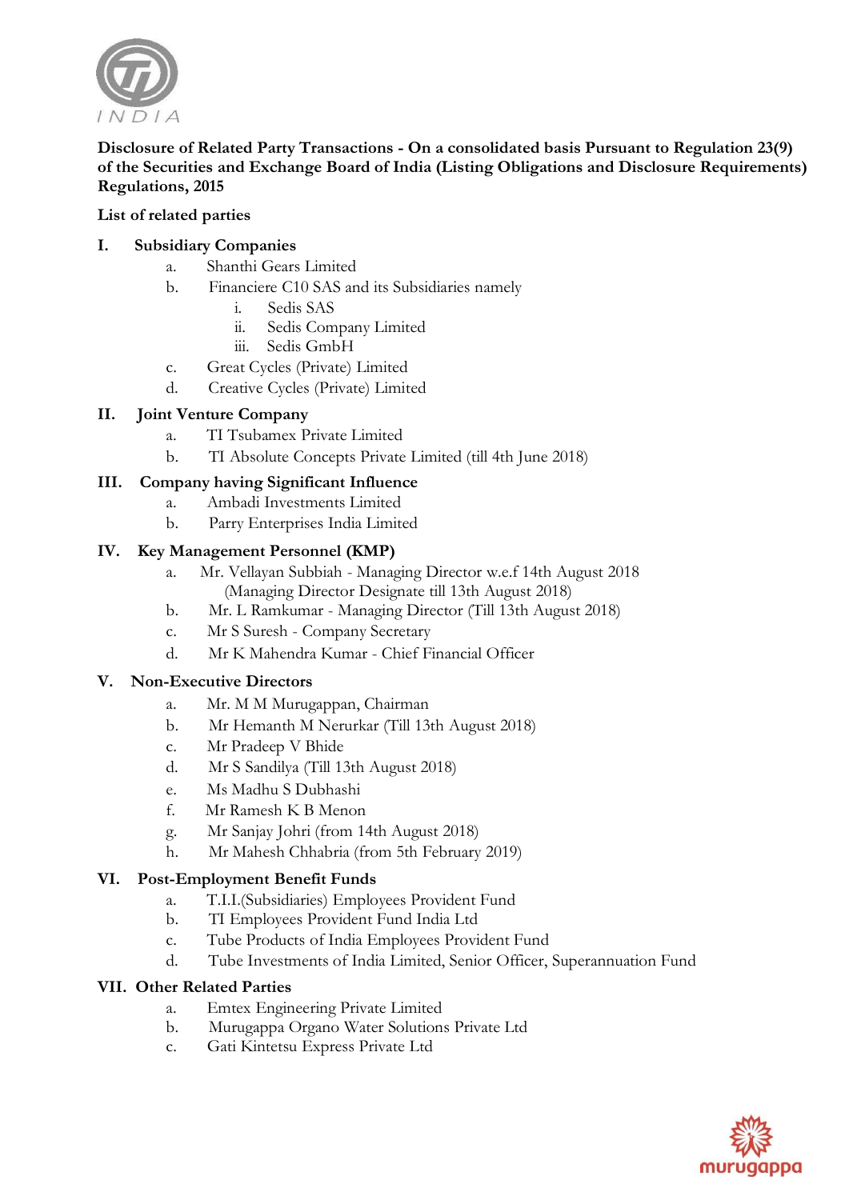**Disclosure of Related Party Transactions - On a consolidated basis Pursuant to Regulation 23(9) of the Securities and Exchange Board of India (Listing Obligations and Disclosure Requirements) Regulations, 2015**

**List of related parties**

**I. Subsidiary Companies**

a. Shanthi Gears Limited

b. Financiere C10 SAS and its Subsidiaries namely

   i. Sedis SAS

   ii. Sedis Company Limited

   iii. Sedis GmbH

c. Great Cycles (Private) Limited

d. Creative Cycles (Private) Limited

**II. Joint Venture Company**

a. TI Tsubamex Private Limited

b. TI Absolute Concepts Private Limited (till 4th June 2018)

**III. Company having Significant Influence**

a. Ambadi Investments Limited

b. Parry Enterprises India Limited

**IV. Key Management Personnel (KMP)**

a. Mr. Vellayan Subbiah - Managing Director w.e.f 14th August 2018 (Managing Director Designate till 13th August 2018)

b. Mr. L Ramkumar - Managing Director (Till 13th August 2018)

c. Mr S Suresh - Company Secretary

d. Mr K Mahendra Kumar - Chief Financial Officer

**V. Non-Executive Directors**

a. Mr. M M Murugappan, Chairman

b. Mr Hemanth M Nerurkar (Till 13th August 2018)

c. Mr Pradeep V Bhide

d. Mr S Sandilya (Till 13th August 2018)

e. Ms Madhu S Dubhashi

f. Mr Ramesh K B Menon

g. Mr Sanjay Johri (from 14th August 2018)

h. Mr Mahesh Chhabria (from 5th February 2019)

**VI. Post-Employment Benefit Funds**

a. T.I.I.(Subsidiaries) Employees Provident Fund

b. TI Employees Provident Fund India Ltd

c. Tube Products of India Employees Provident Fund

d. Tube Investments of India Limited, Senior Officer, Superannuation Fund

**VII. Other Related Parties**

a. Emtex Engineering Private Limited

b. Murugappa Organo Water Solutions Private Ltd

c. Gati Kintetsu Express Private Ltd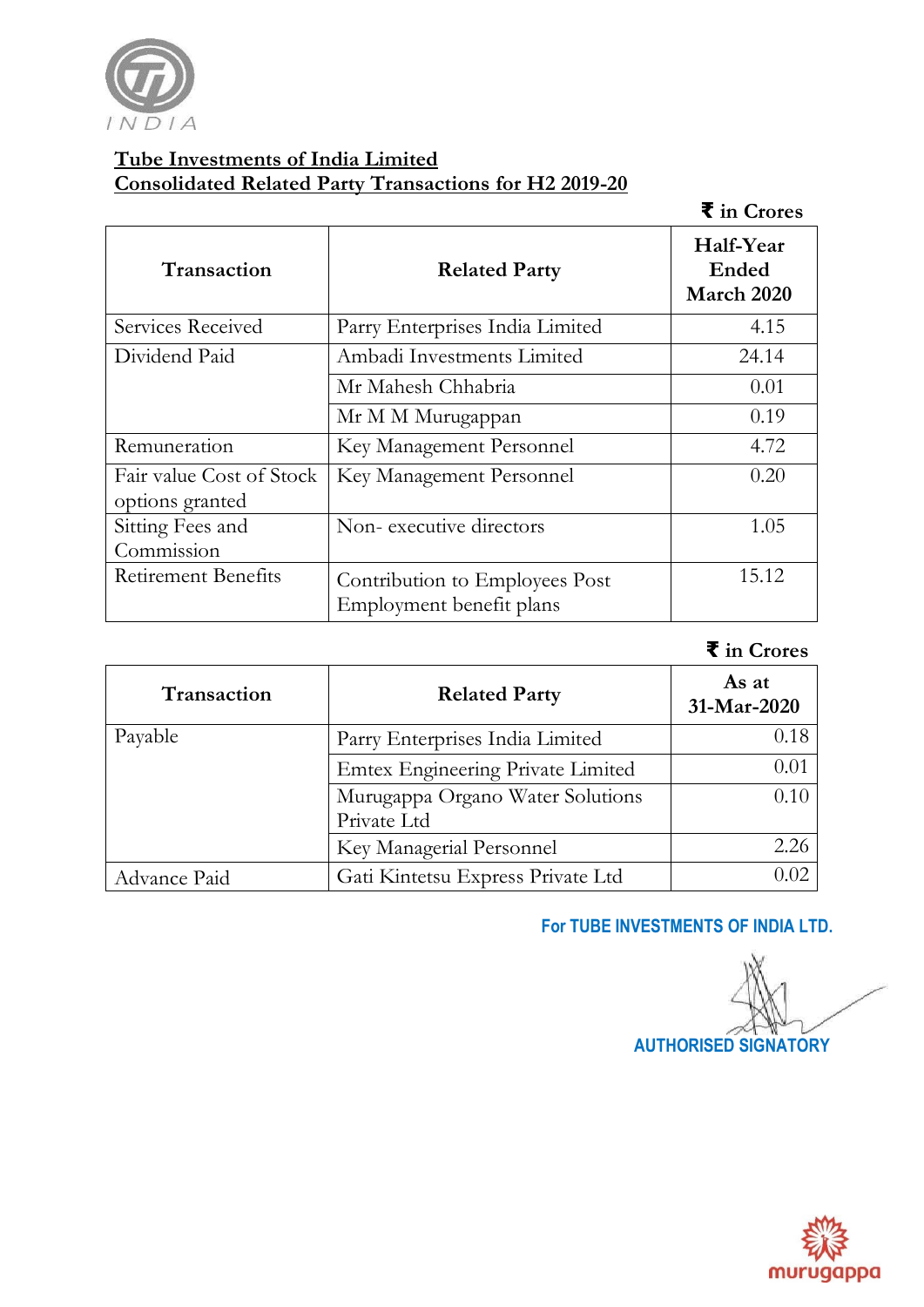**Tube Investments of India Limited**
**Consolidated Related Party Transactions for H2 2019-20**

₹ in Crores

| Transaction | Related Party | Half-Year Ended March 2020 |
|---|---|---|
| Services Received | Parry Enterprises India Limited | 4.15 |
| Dividend Paid | Ambadi Investments Limited | 24.14 |
| | Mr Mahesh Chhabria | 0.01 |
| | Mr M M Murugappan | 0.19 |
| Remuneration | Key Management Personnel | 4.72 |
| Fair value Cost of Stock options granted | Key Management Personnel | 0.20 |
| Sitting Fees and Commission | Non- executive directors | 1.05 |
| Retirement Benefits | Contribution to Employees Post Employment benefit plans | 15.12 |

₹ in Crores

| Transaction | Related Party | As at 31-Mar-2020 |
|---|---|---|
| Payable | Parry Enterprises India Limited | 0.18 |
| | Emtex Engineering Private Limited | 0.01 |
| | Murugappa Organo Water Solutions Private Ltd | 0.10 |
| | Key Managerial Personnel | 2.26 |
| Advance Paid | Gati Kintetsu Express Private Ltd | 0.02 |

For TUBE INVESTMENTS OF INDIA LTD.

AUTHORISED SIGNATORY